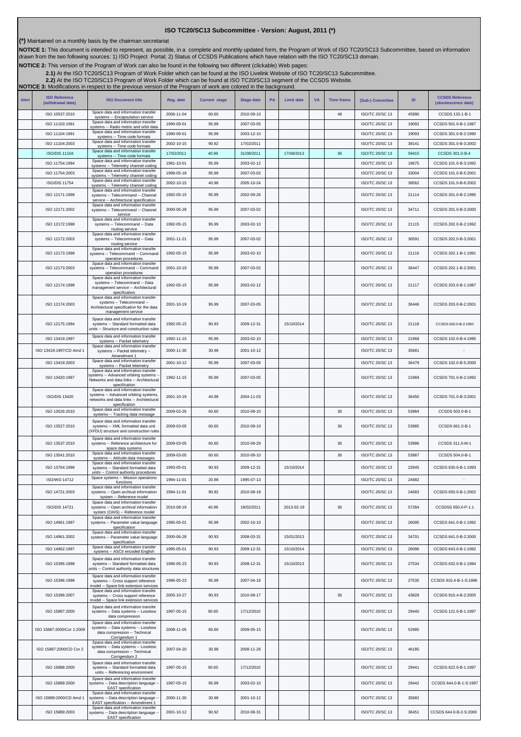# ISO TC20/SC13 Subcommittee - Version: August, 2011 (*)

**(*)** Maintained on a monthly basis by the chairman secretariat

**NOTICE 1:** This document is intended to represent, as possible, in a complete and monthly updated form, the Program of Work of ISO TC20/SC13 Subcommittee, based on information drawn from the two following sources: 1) ISO Project Portal; 2) Status of CCSDS Publications which have relation with the ISO TC20/SC13 domain.

**NOTICE 2:** This version of the Program of Work can also be found in the following two different (clickable) Web pages:

**2.1)** At the ISO TC20/SC13 Program of Work Folder which can be found at the ISO Livelink Website of ISO TC20/SC13 Subcommittee.

**2.2)** At the ISO TC20/SC13 Program of Work Folder which can be found at ISO TC20/SC13 segment of the CCSDS Website.

**NOTICE 3:** Modifications in respect to the previous version of the Program of work are colored in the background.

| Alert | ISO Reference (withdrawal date) | ISO Document title | Reg. date | Current stage | Stage date | PA | Limit date | VA | Time frame | (Sub-) Committee | ID | CCSDS Reference (obsolescence date) |
|---|---|---|---|---|---|---|---|---|---|---|---|---|
| | ISO 10537:2010 | Space data and information transfer systems -- Encapsulation service | 2006-11-04 | 60.60 | 2010-09-10 | | | | 48 | ISO/TC 20/SC 13 | 45990 | CCSDS 133.1-B-1 |
| | ISO 11103:1991 | Space data and information transfer systems -- Radio metric and orbit data | 1990-09-01 | 95.99 | 2007-03-05 | | | | | ISO/TC 20/SC 13 | 19092 | CCSDS 501.0-B-1:1987 |
| | ISO 11104:1991 | Space data and information transfer systems -- Time code formats | 1990-09-01 | 95.99 | 2003-12-10 | | | | | ISO/TC 20/SC 13 | 19093 | CCSDS 301.0-B-2:1990 |
| | ISO 11104:2003 | Space data and information transfer systems -- Time code formats | 2002-10-15 | 90.92 | 17/02/2011 | | | | | ISO/TC 20/SC 13 | 38141 | CCSDS 301.0-B-3:2002 |
| | ISO/DIS 11104 | Space data and information transfer systems -- Time code formats | 17/02/2011 | 40.99 | 31/08/2011 | | 17/08/2013 | | 36 | ISO/TC 20/SC 13 | 59415 | CCSDS 301.0-B-4 |
| | ISO 11754:1994 | Space data and information transfer systems -- Telemetry channel coding | 1991-10-01 | 95.99 | 2003-02-12 | | | | | ISO/TC 20/SC 13 | 19675 | CCSDS 101.0-B-3:1992 |
| | ISO 11754:2003 | Space data and information transfer systems -- Telemetry channel coding | 1999-05-18 | 95.99 | 2007-03-02 | | | | | ISO/TC 20/SC 13 | 33004 | CCSDS 101.0-B-5:2001 |
| | ISO/DIS 11754 | Space data and information transfer systems -- Telemetry channel coding | 2002-10-15 | 40.98 | 2005-10-24 | | | | | ISO/TC 20/SC 13 | 38562 | CCSDS 101.0-B-6:2002 |
| | ISO 12171:1998 | Space data and information transfer systems -- Telecommand -- Channel service -- Architectural specification | 1992-05-15 | 95.99 | 2002-09-26 | | | | | ISO/TC 20/SC 13 | 21114 | CCSDS 201.0-B-2:1995 |
| | ISO 12171:2002 | Space data and information transfer systems -- Telecommand -- Channel service | 2000-06-28 | 95.99 | 2007-03-02 | | | | | ISO/TC 20/SC 13 | 34711 | CCSDS 201.0-B-3:2000 |
| | ISO 12172:1998 | Space data and information transfer systems -- Telecommand -- Data routing service | 1992-05-15 | 95.99 | 2003-02-10 | | | | | ISO/TC 20/SC 13 | 21115 | CCSDS 202.0-B-2:1992 |
| | ISO 12172:2003 | Space data and information transfer systems -- Telecommand -- Data routing service | 2001-11-21 | 95.99 | 2007-03-02 | | | | | ISO/TC 20/SC 13 | 36591 | CCSDS 202.0-B-3:2001 |
| | ISO 12173:1998 | Space data and information transfer systems -- Telecommand -- Command operation procedures | 1992-05-15 | 95.99 | 2003-02-10 | | | | | ISO/TC 20/SC 13 | 21116 | CCSDS 202.1-B-1:1991 |
| | ISO 12173:2003 | Space data and information transfer systems -- Telecommand -- Command operation procedures | 2001-10-19 | 95.99 | 2007-03-02 | | | | | ISO/TC 20/SC 13 | 36447 | CCSDS 202.1-B-2:2001 |
| | ISO 12174:1998 | Space data and information transfer systems -- Telecommand -- Data management service -- Architectural specification | 1992-05-15 | 95.99 | 2003-02-12 | | | | | ISO/TC 20/SC 13 | 21117 | CCSDS 203.0-B-1:1987 |
| | ISO 12174:2003 | Space data and information transfer systems -- Telecommand -- Architectural specification for the data management service | 2001-10-19 | 95.99 | 2007-03-05 | | | | | ISO/TC 20/SC 13 | 36446 | CCSDS 203.0-B-2:2001 |
| | ISO 12175:1994 | Space data and information transfer systems -- Standard formatted data units -- Structure and construction rules | 1992-05-15 | 90.93 | 2009-12-31 | | 15/10/2014 | | | ISO/TC 20/SC 13 | 21118 | CCSDS 620.0-B-2:1992 |
| | ISO 13419:1997 | Space data and information transfer systems -- Packet telemetry | 1992-11-15 | 95.99 | 2003-02-10 | | | | | ISO/TC 20/SC 13 | 21968 | CCSDS 102.0-B-4:1995 |
| | ISO 13419:1997/CD Amd 1 | Space data and information transfer systems -- Packet telemetry -- Amendment 1 | 2000-11-30 | 30.98 | 2001-10-12 | | | | | ISO/TC 20/SC 13 | 35681 | - |
| | ISO 13419:2003 | Space data and information transfer systems -- Packet telemetry | 2001-10-12 | 95.99 | 2007-03-05 | | | | | ISO/TC 20/SC 13 | 36479 | CCSDS 102.0-B-5:2000 |
| | ISO 13420:1997 | Space data and information transfer systems -- Advanced orbiting systems -- Networks and data links -- Architectural specification | 1992-11-15 | 95.99 | 2007-03-05 | | | | | ISO/TC 20/SC 13 | 21969 | CCSDS 701.0-B-2:1992 |
| | ISO/DIS 13420 | Space data and information transfer systems -- Advanced orbiting systems, networks and data links -- Architectural specification | 2001-10-19 | 40.98 | 2004-11-03 | | | | | ISO/TC 20/SC 13 | 36450 | CCSDS 701.0-B-3:2001 |
| | ISO 13526:2010 | Space data and information transfer systems -- Tracking data message | 2009-02-26 | 60.60 | 2010-09-10 | | | | 36 | ISO/TC 20/SC 13 | 53984 | CCSDS 503.0-B-1 |
| | ISO 13527:2010 | Space data and information transfer systems -- XML formatted data unit (XFDU) structure and construction rules | 2009-03-05 | 60.60 | 2010-09-10 | | | | 36 | ISO/TC 20/SC 13 | 53985 | CCSDS 661.0-B-1 |
| | ISO 13537:2010 | Space data and information transfer systems -- Reference architecture for space data systems | 2009-03-05 | 60.60 | 2010-09-29 | | | | 36 | ISO/TC 20/SC 13 | 53986 | CCSDS 311.0-M-1 |
| | ISO 13541:2010 | Space data and information transfer systems -- Attitude data messages | 2009-03-05 | 60.60 | 2010-09-10 | | | | 36 | ISO/TC 20/SC 13 | 53987 | CCSDS 504.0-B-1 |
| | ISO 13764:1996 | Space data and information transfer systems -- Standard formatted data units -- Control authority procedures | 1993-05-01 | 90.93 | 2009-12-31 | | 15/10/2014 | | | ISO/TC 20/SC 13 | 22845 | CCSDS 630.0-B-1:1993 |
| | ISO/WD 14712 | Space systems -- Mission operations functions | 1994-11-01 | 20.98 | 1995-07-13 | | | | | ISO/TC 20/SC 13 | 24682 | - |
| | ISO 14721:2003 | Space data and information transfer systems -- Open archival information system -- Reference model | 1994-11-01 | 90.92 | 2010-08-18 | | | | | ISO/TC 20/SC 13 | 24683 | CCSDS 650.0-B-1:2002 |
| | ISO/DIS 14721 | Space data and information transfer systems -- Open archival information system (OAIS) -- Reference model | 2010-08-19 | 40.99 | 18/02/2011 | | 2013-02-19 | | 36 | ISO/TC 20/SC 13 | 57284 | CCSDSS 650.0-P-1.1 |
| | ISO 14961:1997 | Space data and information transfer systems -- Parameter value language specification | 1995-05-01 | 95.99 | 2002-10-10 | | | | | ISO/TC 20/SC 13 | 26095 | CCSDS 641.0-B-1:1992 |
| | ISO 14961:2002 | Space data and information transfer systems -- Parameter value language specification | 2000-06-28 | 90.93 | 2008-03-31 | | 15/01/2013 | | | ISO/TC 20/SC 13 | 34701 | CCSDS 641.0-B-2:2000 |
| | ISO 14962:1997 | Space data and information transfer systems -- ASCII encoded English | 1995-05-01 | 90.93 | 2009-12-31 | | 15/10/2014 | | | ISO/TC 20/SC 13 | 26096 | CCSDS 643.0-B-1:1992 |
| | ISO 15395:1998 | Space data and information transfer systems -- Standard formatted data units -- Control authority data structures | 1996-05-23 | 90.93 | 2008-12-31 | | 15/10/2013 | | | ISO/TC 20/SC 13 | 27534 | CCSDS 632.0-B-1:1994 |
| | ISO 15396:1998 | Space data and information transfer systems -- Cross support reference model -- Space link extension services | 1996-05-23 | 95.99 | 2007-04-16 | | | | | ISO/TC 20/SC 13 | 27535 | CCSDS 910.4-B-1-S:1996 |
| | ISO 15396:2007 | Space data and information transfer systems -- Cross support reference model -- Space link extension services | 2005-10-27 | 90.93 | 2010-09-17 | | | | 36 | ISO/TC 20/SC 13 | 43828 | CCSDS 910.4-B-2:2005 |
| | ISO 15887:2000 | Space data and information transfer systems -- Data systems -- Lossless data compression | 1997-05-15 | 90.60 | 17/12/2010 | | | | | ISO/TC 20/SC 13 | 29440 | CCSDS 121.0-B-1:1997 |
| | ISO 15887:2000/Cor 1:2009 | Space data and information transfer systems -- Data systems -- Lossless data compression -- Technical Corrigendum 1 | 2008-11-05 | 60.60 | 2009-05-15 | | | | | ISO/TC 20/SC 13 | 52985 | |
| | ISO 15887:2000/CD Cor 2 | Space data and information transfer systems -- Data systems -- Lossless data compression -- Technical Corrigendum 2 | 2007-04-20 | 30.98 | 2008-11-26 | | | | | ISO/TC 20/SC 13 | 46185 | |
| | ISO 15888:2000 | Space data and information transfer systems -- Standard formatted data units -- Referencing environment | 1997-05-15 | 90.60 | 17/12/2010 | | | | | ISO/TC 20/SC 13 | 29441 | CCSDS 622.0-B-1:1997 |
| | ISO 15889:2000 | Space data and information transfer systems -- Data description language -- EAST specification | 1997-05-15 | 95.99 | 2003-02-10 | | | | | ISO/TC 20/SC 13 | 29442 | CCSDS 644.0-B-1-S:1997 |
| | ISO 15889:2000/CD Amd 1 | Space data and information transfer systems -- Data description language -- EAST specification -- Amendment 1 | 2000-11-30 | 30.98 | 2001-10-12 | | | | | ISO/TC 20/SC 13 | 35682 | |
| | ISO 15889:2003 | Space data and information transfer systems -- Data description language -- EAST specification | 2001-10-12 | 90.92 | 2010-08-31 | | | | | ISO/TC 20/SC 13 | 36451 | CCSDS 644.0-B-2-S:2000 |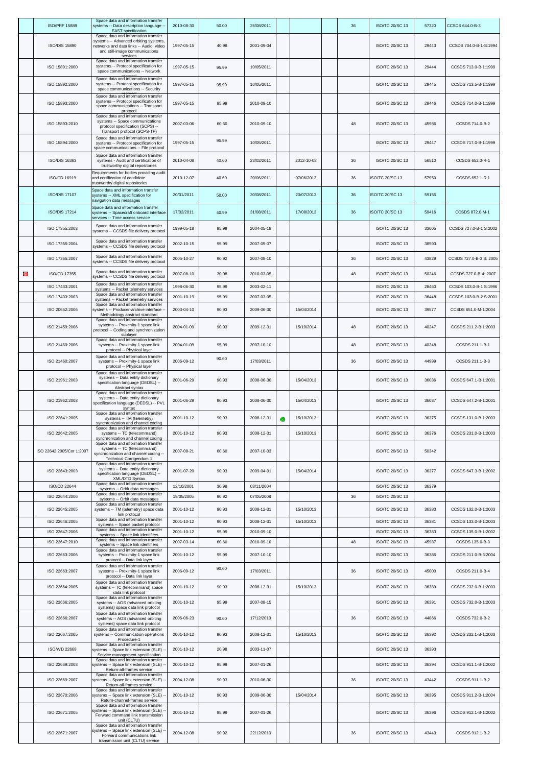| | | | | | | | | | | | | |
|---|---|---|---|---|---|---|---|---|---|---|---|---|
| | ISO/PRF 15889 | Space data and information transfer systems -- Data description language -- EAST specification | 2010-08-30 | 50.00 | 26/08/2011 | | | | 36 | ISO/TC 20/SC 13 | 57320 | CCSDS 644.0-B-3 |
| | ISO/DIS 15890 | Space data and information transfer systems -- Advanced orbiting systems, networks and data links -- Audio, video and still-image communications services | 1997-05-15 | 40.98 | 2001-09-04 | | | | | ISO/TC 20/SC 13 | 29443 | CCSDS 704.0-B-1-S:1994 |
| | ISO 15891:2000 | Space data and information transfer systems -- Protocol specification for space communications -- Network | 1997-05-15 | 95.99 | 10/05/2011 | | | | | ISO/TC 20/SC 13 | 29444 | CCSDS 713.0-B-1:1999 |
| | ISO 15892:2000 | Space data and information transfer systems -- Protocol specification for space communications -- Security | 1997-05-15 | 95.99 | 10/05/2011 | | | | | ISO/TC 20/SC 13 | 29445 | CCSDS 713.5-B-1:1999 |
| | ISO 15893:2000 | Space data and information transfer systems -- Protocol specification for space communications -- Transport protocol | 1997-05-15 | 95.99 | 2010-09-10 | | | | | ISO/TC 20/SC 13 | 29446 | CCSDS 714.0-B-1:1999 |
| | ISO 15893:2010 | Space data and information transfer systems -- Space communications protocol specification (SCPS) -- Transport protocol (SCPS-TP) | 2007-03-06 | 60.60 | 2010-09-10 | | | | 48 | ISO/TC 20/SC 13 | 45986 | CCSDS 714.0-B-2 |
| | ISO 15894:2000 | Space data and information transfer systems -- Protocol specification for space communications -- File protocol | 1997-05-15 | 95.99 | 10/05/2011 | | | | | ISO/TC 20/SC 13 | 29447 | CCSDS 717.0-B-1:1999 |
| | ISO/DIS 16363 | Space data and information transfer systems - Audit and certification of trustworthy digital repositories | 2010-04-08 | 40.60 | 23/02/2011 | | 2012-10-08 | | 36 | ISO/TC 20/SC 13 | 56510 | CCSDS 652.0-R-1 |
| | ISO/CD 16919 | Requirements for bodies providing audit and certification of candidate trustworthy digital repositories | 2010-12-07 | 40.60 | 20/06/2011 | | 07/06/2013 | | 36 | ISO/TC 20/SC 13 | 57950 | CCSDS 652.1-R.1 |
| | ISO/DIS 17107 | Space data and information transfer systems -- XML specification for navigation data messages | 20/01/2011 | 50.00 | 30/08/2011 | | 20/07/2013 | | 36 | ISO/TC 20/SC 13 | 59155 | |
| | ISO/DIS 17214 | Space data and information transfer systems -- Spacecraft onboard interface services -- Time access service | 17/02/2011 | 40.99 | 31/08/2011 | | 17/08/2013 | | 36 | ISO/TC 20/SC 13 | 59416 | CCSDS 872.0-M-1 |
| | ISO 17355:2003 | Space data and information transfer systems -- CCSDS file delivery protocol | 1999-05-18 | 95.99 | 2004-05-18 | | | | | ISO/TC 20/SC 13 | 33005 | CCSDS 727.0-B-1 S:2002 |
| | ISO 17355:2004 | Space data and information transfer systems -- CCSDS file delivery protocol | 2002-10-15 | 95.99 | 2007-05-07 | | | | | ISO/TC 20/SC 13 | 38593 | |
| | ISO 17355:2007 | Space data and information transfer systems -- CCSDS file delivery protocol | 2005-10-27 | 90.92 | 2007-08-10 | | | | 36 | ISO/TC 20/SC 13 | 43829 | CCSDS 727.0-B-3 S: 2005 |
| ⊖ | ISO/CD 17355 | Space data and information transfer systems -- CCSDS file delivery protocol | 2007-08-10 | 30.98 | 2010-03-05 | | | | 48 | ISO/TC 20/SC 13 | 50246 | CCSDS 727.0-B-4: 2007 |
| | ISO 17433:2001 | Space data and information transfer systems -- Packet telemetry services | 1998-06-30 | 95.99 | 2003-02-11 | | | | | ISO/TC 20/SC 13 | 28460 | CCSDS 103.0-B-1 S:1996 |
| | ISO 17433:2003 | Space data and information transfer systems -- Packet telemetry services | 2001-10-19 | 95.99 | 2007-03-05 | | | | | ISO/TC 20/SC 13 | 36448 | CCSDS 103.0-B-2 S:2001 |
| | ISO 20652:2006 | Space data and information transfer systems -- Producer-archive interface -- Methodology abstract standard | 2003-04-10 | 90.93 | 2009-06-30 | | 15/04/2014 | | | ISO/TC 20/SC 13 | 39577 | CCSDS 651.0-M-1:2004 |
| | ISO 21459:2006 | Space data and information transfer systems -- Proximity-1 space link protocol -- Coding and synchronization sublayer | 2004-01-09 | 90.93 | 2009-12-31 | | 15/10/2014 | | 48 | ISO/TC 20/SC 13 | 40247 | CCSDS 211.2-B-1:2003 |
| | ISO 21460:2006 | Space data and information transfer systems -- Proximity-1 space link protocol -- Physical layer | 2004-01-09 | 95.99 | 2007-10-10 | | | | 48 | ISO/TC 20/SC 13 | 40248 | CCSDS 211.1-B-1 |
| | ISO 21460:2007 | Space data and information transfer systems -- Proximity-1 space link protocol -- Physical layer | 2006-09-12 | 90.60 | 17/03/2011 | | | | 36 | ISO/TC 20/SC 13 | 44999 | CCSDS 211.1-B-3 |
| | ISO 21961:2003 | Space data and information transfer systems -- Data entity dictionary specification language (DEDSL) -- Abstract syntax | 2001-06-29 | 90.93 | 2008-06-30 | | 15/04/2013 | | | ISO/TC 20/SC 13 | 36036 | CCSDS 647.1-B-1:2001 |
| | ISO 21962:2003 | Space data and information transfer systems -- Data entity dictionary specification language (DEDSL) -- PVL syntax | 2001-06-29 | 90.93 | 2008-06-30 | | 15/04/2013 | | | ISO/TC 20/SC 13 | 36037 | CCSDS 647.2-B-1:2001 |
| | ISO 22641:2005 | Space data and information transfer systems -- TM (telemetry) synchronization and channel coding | 2001-10-12 | 90.93 | 2008-12-31 | ✓ | 15/10/2013 | | | ISO/TC 20/SC 13 | 36375 | CCSDS 131.0-B-1:2003 |
| | ISO 22642:2005 | Space data and information transfer systems -- TC (telecommand) synchronization and channel coding | 2001-10-12 | 90.93 | 2008-12-31 | | 15/10/2013 | | | ISO/TC 20/SC 13 | 36376 | CCSDS 231.0-B-1:2003 |
| | ISO 22642:2005/Cor 1:2007 | Space data and information transfer systems -- TC (telecommand) synchronization and channel coding -- Technical Corrigendum 1 | 2007-08-21 | 60.60 | 2007-10-03 | | | | | ISO/TC 20/SC 13 | 50342 | |
| | ISO 22643:2003 | Space data and information transfer systems -- Data entity dictionary specification language (DEDSL) -- XML/DTD Syntax | 2001-07-20 | 90.93 | 2009-04-01 | | 15/04/2014 | | | ISO/TC 20/SC 13 | 36377 | CCSDS 647.3-B-1:2002 |
| | ISO/CD 22644 | Space data and information transfer systems -- Orbit data messages | 12/10/2001 | 30.98 | 03/11/2004 | | | | | ISO/TC 20/SC 13 | 36379 | |
| | ISO 22644:2006 | Space data and information transfer systems -- Orbit data messages | 19/05/2005 | 90.92 | 07/05/2008 | | | | 36 | ISO/TC 20/SC 13 | | |
| | ISO 22645:2005 | Space data and information transfer systems -- TM (telemetry) space data link protocol | 2001-10-12 | 90.93 | 2008-12-31 | | 15/10/2013 | | | ISO/TC 20/SC 13 | 36380 | CCSDS 132.0-B-1:2003 |
| | ISO 22646:2005 | Space data and information transfer systems -- Space packet protocol | 2001-10-12 | 90.93 | 2008-12-31 | | 15/10/2013 | | | ISO/TC 20/SC 13 | 36381 | CCSDS 133.0-B-1:2003 |
| | ISO 22647:2006 | Space data and information transfer systems -- Space link identifiers | 2001-10-12 | 95.99 | 2010-09-10 | | | | | ISO/TC 20/SC 13 | 36383 | CCSDS 135.0-B-1:2002 |
| | ISO 22647:2010 | Space data and information transfer systems -- Space link identifiers | 2007-03-14 | 60.60 | 2010-09-10 | | | | 48 | ISO/TC 20/SC 13 | 45987 | CCSDS 135.0-B-3 |
| | ISO 22663:2006 | Space data and information transfer systems -- Proximity-1 space link protocol -- Data link layer | 2001-10-12 | 95.99 | 2007-10-10 | | | | | ISO/TC 20/SC 13 | 36386 | CCSDS 211.0-B-3:2004 |
| | ISO 22663:2007 | Space data and information transfer systems -- Proximity-1 space link protocol -- Data link layer | 2006-09-12 | 90.60 | 17/03/2011 | | | | 36 | ISO/TC 20/SC 13 | 45000 | CCSDS 211.0-B-4 |
| | ISO 22664:2005 | Space data and information transfer systems -- TC (telecommand) space data link protocol | 2001-10-12 | 90.93 | 2008-12-31 | | 15/10/2013 | | | ISO/TC 20/SC 13 | 36389 | CCSDS 232.0-B-1:2003 |
| | ISO 22666:2005 | Space data and information transfer systems -- AOS (advanced orbiting systems) space data link protocol | 2001-10-12 | 95.99 | 2007-08-15 | | | | | ISO/TC 20/SC 13 | 36391 | CCSDS 732.0-B-1:2003 |
| | ISO 22666:2007 | Space data and information transfer systems -- AOS (advanced orbiting systems) space data link protocol | 2006-06-23 | 90.60 | 17/12/2010 | | | | 36 | ISO/TC 20/SC 13 | 44866 | CCSDS 732.0-B-2 |
| | ISO 22667:2005 | Space data and information transfer systems -- Communication operations Procedure-1 | 2001-10-12 | 90.93 | 2008-12-31 | | 15/10/2013 | | | ISO/TC 20/SC 13 | 36392 | CCSDS 232.1-B-1:2003 |
| | ISO/WD 22668 | Space data and information transfer systems -- Space link extension (SLE) -- Service management specification | 2001-10-12 | 20.98 | 2003-11-07 | | | | | ISO/TC 20/SC 13 | 36393 | |
| | ISO 22669:2003 | Space data and information transfer systems -- Space link extension (SLE) -- Return-all-frames service | 2001-10-12 | 95.99 | 2007-01-26 | | | | | ISO/TC 20/SC 13 | 36394 | CCSDS 911.1-B-1:2002 |
| | ISO 22669:2007 | Space data and information transfer systems -- Space link extension (SLE) -- Return-all-frames service | 2004-12-08 | 90.93 | 2010-06-30 | | | | 36 | ISO/TC 20/SC 13 | 43442 | CCSDS 911.1-B-2 |
| | ISO 22670:2006 | Space data and information transfer systems -- Space link extension (SLE) -- Return-channel-frames service | 2001-10-12 | 90.93 | 2009-06-30 | | 15/04/2014 | | | ISO/TC 20/SC 13 | 36395 | CCSDS 911.2-B-1:2004 |
| | ISO 22671:2005 | Space data and information transfer systems -- Space link extension (SLE) -- Forward command link transmission unit (CLTU) | 2001-10-12 | 95.99 | 2007-01-26 | | | | | ISO/TC 20/SC 13 | 36396 | CCSDS 912.1-B-1:2002 |
| | ISO 22671:2007 | Space data and information transfer systems -- Space link extension (SLE) -- Forward communications link transmission unit (CLTU) service | 2004-12-08 | 90.92 | 22/12/2010 | | | | 36 | ISO/TC 20/SC 13 | 43443 | CCSDS 912.1-B-2 |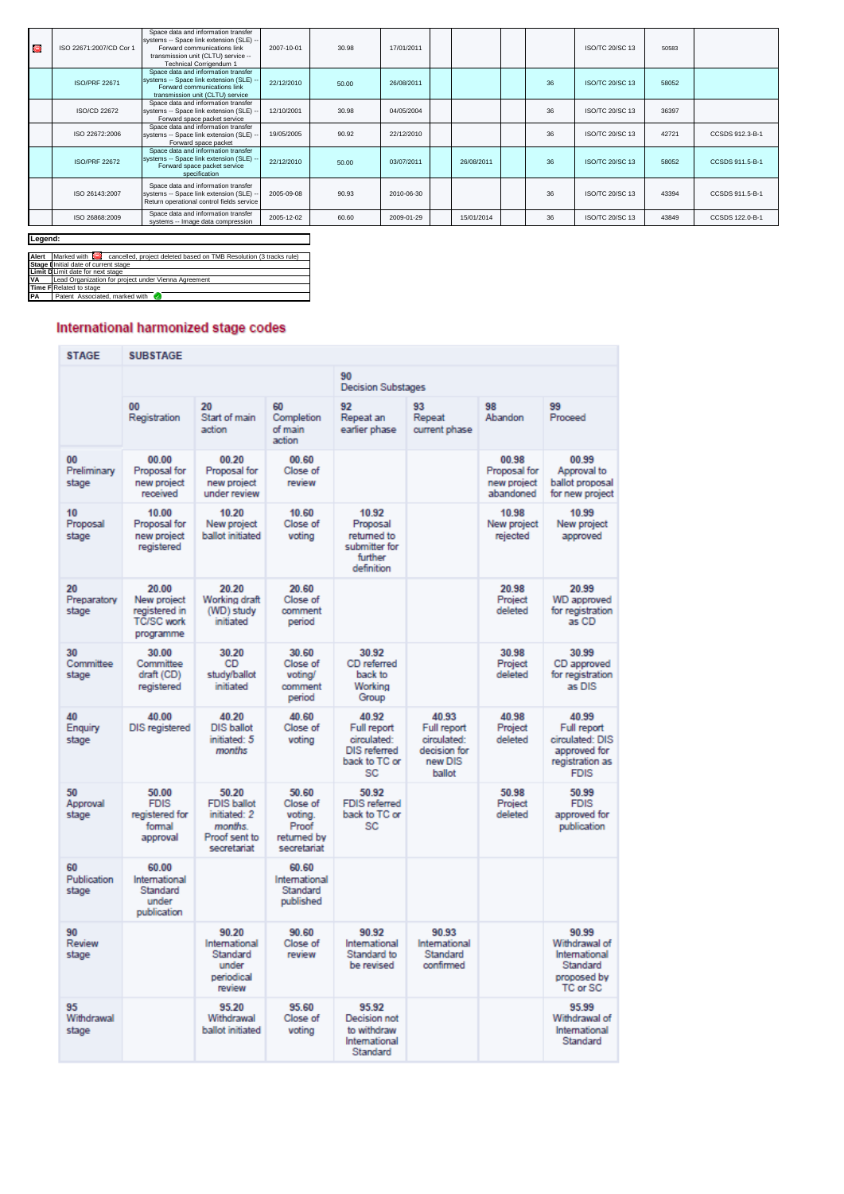| | | | | | | | | | | | | |
|---|---|---|---|---|---|---|---|---|---|---|---|---|
| | ISO 22671:2007/CD Cor 1 | Space data and information transfer systems -- Space link extension (SLE) -- Forward communications link transmission unit (CLTU) service -- Technical Corrigendum 1 | 2007-10-01 | 30.98 | 17/01/2011 | | | | | ISO/TC 20/SC 13 | 50583 | |
| | ISO/PRF 22671 | Space data and information transfer systems -- Space link extension (SLE) -- Forward communications link transmission unit (CLTU) service | 22/12/2010 | 50.00 | 26/08/2011 | | | | 36 | ISO/TC 20/SC 13 | 58052 | |
| | ISO/CD 22672 | Space data and information transfer systems -- Space link extension (SLE) -- Forward space packet service | 12/10/2001 | 30.98 | 04/05/2004 | | | | 36 | ISO/TC 20/SC 13 | 36397 | |
| | ISO 22672:2006 | Space data and information transfer systems -- Space link extension (SLE) -- Forward space packet service | 19/05/2005 | 90.92 | 22/12/2010 | | | | 36 | ISO/TC 20/SC 13 | 42721 | CCSDS 912.3-B-1 |
| | ISO/PRF 22672 | Space data and information transfer systems -- Space link extension (SLE) -- Forward space packet service specification | 22/12/2010 | 50.00 | 03/07/2011 | | 26/08/2011 | | 36 | ISO/TC 20/SC 13 | 58052 | CCSDS 911.5-B-1 |
| | ISO 26143:2007 | Space data and information transfer systems -- Space link extension (SLE) -- Return operational control fields service | 2005-09-08 | 90.93 | 2010-06-30 | | | | 36 | ISO/TC 20/SC 13 | 43394 | CCSDS 911.5-B-1 |
| | ISO 26868:2009 | Space data and information transfer systems -- Image data compression | 2005-12-02 | 60.60 | 2009-01-29 | | 15/01/2014 | | 36 | ISO/TC 20/SC 13 | 43849 | CCSDS 122.0-B-1 |

**Legend:**

| | |
|---|---|
| Alert | Marked with cancelled, project deleted based on TMB Resolution (3 tracks rule) |
| Stage D | Initial date of current stage |
| Limit D | Limit date for next stage |
| VA | Lead Organization for project under Vienna Agreement |
| Time F | Related to stage |
| PA | Patent Associated, marked with |

## International harmonized stage codes

| STAGE | SUBSTAGE | | | | | | |
|---|---|---|---|---|---|---|---|
| | | | | 90 Decision Substages | | | |
| | 00 Registration | 20 Start of main action | 60 Completion of main action | 92 Repeat an earlier phase | 93 Repeat current phase | 98 Abandon | 99 Proceed |
| 00 Preliminary stage | 00.00 Proposal for new project received | 00.20 Proposal for new project under review | 00.60 Close of review | | | 00.98 Proposal for new project abandoned | 00.99 Approval to ballot proposal for new project |
| 10 Proposal stage | 10.00 Proposal for new project registered | 10.20 New project ballot initiated | 10.60 Close of voting | 10.92 Proposal returned to submitter for further definition | | 10.98 New project rejected | 10.99 New project approved |
| 20 Preparatory stage | 20.00 New project registered in TC/SC work programme | 20.20 Working draft (WD) study initiated | 20.60 Close of comment period | | | 20.98 Project deleted | 20.99 WD approved for registration as CD |
| 30 Committee stage | 30.00 Committee draft (CD) registered | 30.20 CD study/ballot initiated | 30.60 Close of voting/ comment period | 30.92 CD referred back to Working Group | | 30.98 Project deleted | 30.99 CD approved for registration as DIS |
| 40 Enquiry stage | 40.00 DIS registered | 40.20 DIS ballot initiated: 5 *months* | 40.60 Close of voting | 40.92 Full report circulated: DIS referred back to TC or SC | 40.93 Full report circulated: decision for new DIS ballot | 40.98 Project deleted | 40.99 Full report circulated: DIS approved for registration as FDIS |
| 50 Approval stage | 50.00 FDIS registered for formal approval | 50.20 FDIS ballot initiated: 2 *months.* Proof sent to secretariat | 50.60 Close of voting. Proof returned by secretariat | 50.92 FDIS referred back to TC or SC | | 50.98 Project deleted | 50.99 FDIS approved for publication |
| 60 Publication stage | 60.00 International Standard under publication | | 60.60 International Standard published | | | | |
| 90 Review stage | | 90.20 International Standard under periodical review | 90.60 Close of review | 90.92 International Standard to be revised | 90.93 International Standard confirmed | | 90.99 Withdrawal of International Standard proposed by TC or SC |
| 95 Withdrawal stage | | 95.20 Withdrawal ballot initiated | 95.60 Close of voting | 95.92 Decision not to withdraw International Standard | | | 95.99 Withdrawal of International Standard |